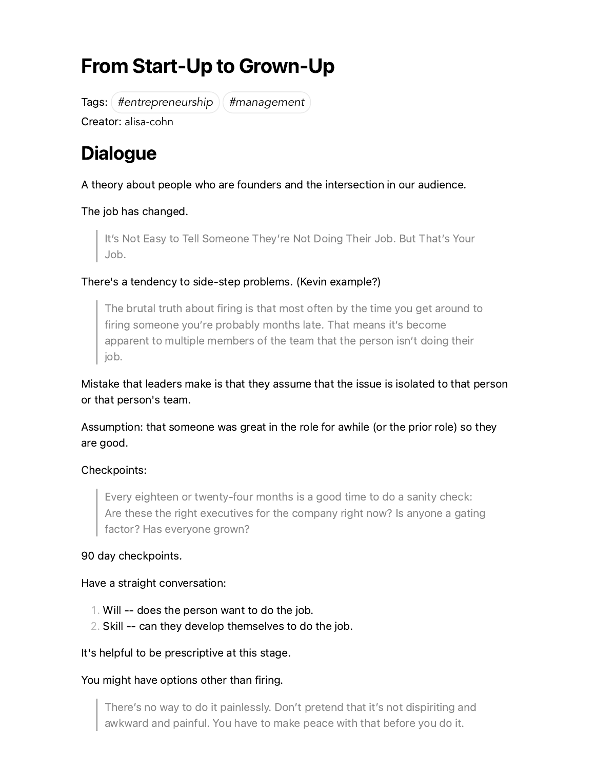# From Start-Up to Grown-Up

Tags: *#entrepreneurship* *#management*

Creator: alisa-cohn

## Dialogue

A theory about people who are founders and the intersection in our audience.

The job has changed.

> It's Not Easy to Tell Someone They're Not Doing Their Job. But That's Your Job.

There's a tendency to side-step problems. (Kevin example?)

> The brutal truth about firing is that most often by the time you get around to firing someone you're probably months late. That means it's become apparent to multiple members of the team that the person isn't doing their job.

Mistake that leaders make is that they assume that the issue is isolated to that person or that person's team.

Assumption: that someone was great in the role for awhile (or the prior role) so they are good.

Checkpoints:

> Every eighteen or twenty-four months is a good time to do a sanity check: Are these the right executives for the company right now? Is anyone a gating factor? Has everyone grown?

90 day checkpoints.

Have a straight conversation:

1. Will -- does the person want to do the job.
2. Skill -- can they develop themselves to do the job.

It's helpful to be prescriptive at this stage.

You might have options other than firing.

> There's no way to do it painlessly. Don't pretend that it's not dispiriting and awkward and painful. You have to make peace with that before you do it.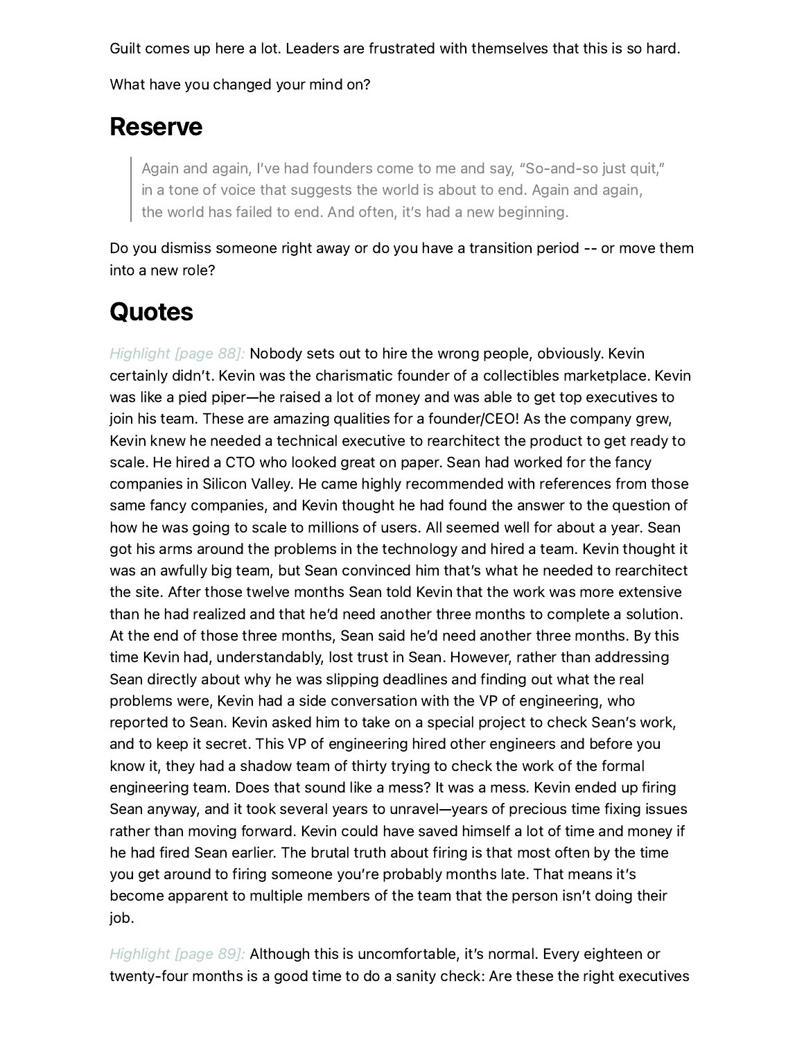Guilt comes up here a lot. Leaders are frustrated with themselves that this is so hard.

What have you changed your mind on?

# Reserve

> Again and again, I've had founders come to me and say, "So-and-so just quit," in a tone of voice that suggests the world is about to end. Again and again, the world has failed to end. And often, it's had a new beginning.

Do you dismiss someone right away or do you have a transition period -- or move them into a new role?

# Quotes

*Highlight [page 88]:* Nobody sets out to hire the wrong people, obviously. Kevin certainly didn't. Kevin was the charismatic founder of a collectibles marketplace. Kevin was like a pied piper—he raised a lot of money and was able to get top executives to join his team. These are amazing qualities for a founder/CEO! As the company grew, Kevin knew he needed a technical executive to rearchitect the product to get ready to scale. He hired a CTO who looked great on paper. Sean had worked for the fancy companies in Silicon Valley. He came highly recommended with references from those same fancy companies, and Kevin thought he had found the answer to the question of how he was going to scale to millions of users. All seemed well for about a year. Sean got his arms around the problems in the technology and hired a team. Kevin thought it was an awfully big team, but Sean convinced him that's what he needed to rearchitect the site. After those twelve months Sean told Kevin that the work was more extensive than he had realized and that he'd need another three months to complete a solution. At the end of those three months, Sean said he'd need another three months. By this time Kevin had, understandably, lost trust in Sean. However, rather than addressing Sean directly about why he was slipping deadlines and finding out what the real problems were, Kevin had a side conversation with the VP of engineering, who reported to Sean. Kevin asked him to take on a special project to check Sean's work, and to keep it secret. This VP of engineering hired other engineers and before you know it, they had a shadow team of thirty trying to check the work of the formal engineering team. Does that sound like a mess? It was a mess. Kevin ended up firing Sean anyway, and it took several years to unravel—years of precious time fixing issues rather than moving forward. Kevin could have saved himself a lot of time and money if he had fired Sean earlier. The brutal truth about firing is that most often by the time you get around to firing someone you're probably months late. That means it's become apparent to multiple members of the team that the person isn't doing their job.

*Highlight [page 89]:* Although this is uncomfortable, it's normal. Every eighteen or twenty-four months is a good time to do a sanity check: Are these the right executives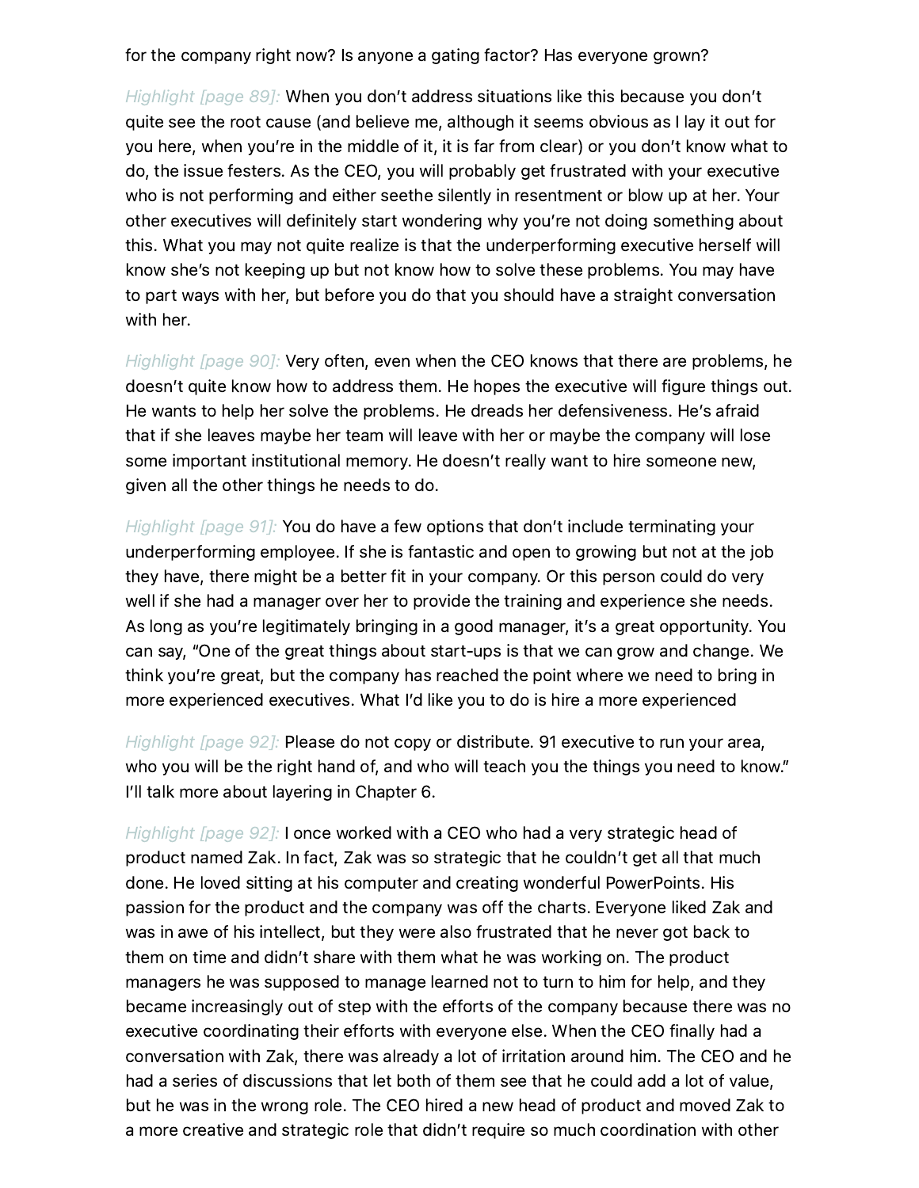for the company right now? Is anyone a gating factor? Has everyone grown?

*Highlight [page 89]:* When you don't address situations like this because you don't quite see the root cause (and believe me, although it seems obvious as I lay it out for you here, when you're in the middle of it, it is far from clear) or you don't know what to do, the issue festers. As the CEO, you will probably get frustrated with your executive who is not performing and either seethe silently in resentment or blow up at her. Your other executives will definitely start wondering why you're not doing something about this. What you may not quite realize is that the underperforming executive herself will know she's not keeping up but not know how to solve these problems. You may have to part ways with her, but before you do that you should have a straight conversation with her.

*Highlight [page 90]:* Very often, even when the CEO knows that there are problems, he doesn't quite know how to address them. He hopes the executive will figure things out. He wants to help her solve the problems. He dreads her defensiveness. He's afraid that if she leaves maybe her team will leave with her or maybe the company will lose some important institutional memory. He doesn't really want to hire someone new, given all the other things he needs to do.

*Highlight [page 91]:* You do have a few options that don't include terminating your underperforming employee. If she is fantastic and open to growing but not at the job they have, there might be a better fit in your company. Or this person could do very well if she had a manager over her to provide the training and experience she needs. As long as you're legitimately bringing in a good manager, it's a great opportunity. You can say, "One of the great things about start-ups is that we can grow and change. We think you're great, but the company has reached the point where we need to bring in more experienced executives. What I'd like you to do is hire a more experienced

*Highlight [page 92]:* Please do not copy or distribute. 91 executive to run your area, who you will be the right hand of, and who will teach you the things you need to know." I'll talk more about layering in Chapter 6.

*Highlight [page 92]:* I once worked with a CEO who had a very strategic head of product named Zak. In fact, Zak was so strategic that he couldn't get all that much done. He loved sitting at his computer and creating wonderful PowerPoints. His passion for the product and the company was off the charts. Everyone liked Zak and was in awe of his intellect, but they were also frustrated that he never got back to them on time and didn't share with them what he was working on. The product managers he was supposed to manage learned not to turn to him for help, and they became increasingly out of step with the efforts of the company because there was no executive coordinating their efforts with everyone else. When the CEO finally had a conversation with Zak, there was already a lot of irritation around him. The CEO and he had a series of discussions that let both of them see that he could add a lot of value, but he was in the wrong role. The CEO hired a new head of product and moved Zak to a more creative and strategic role that didn't require so much coordination with other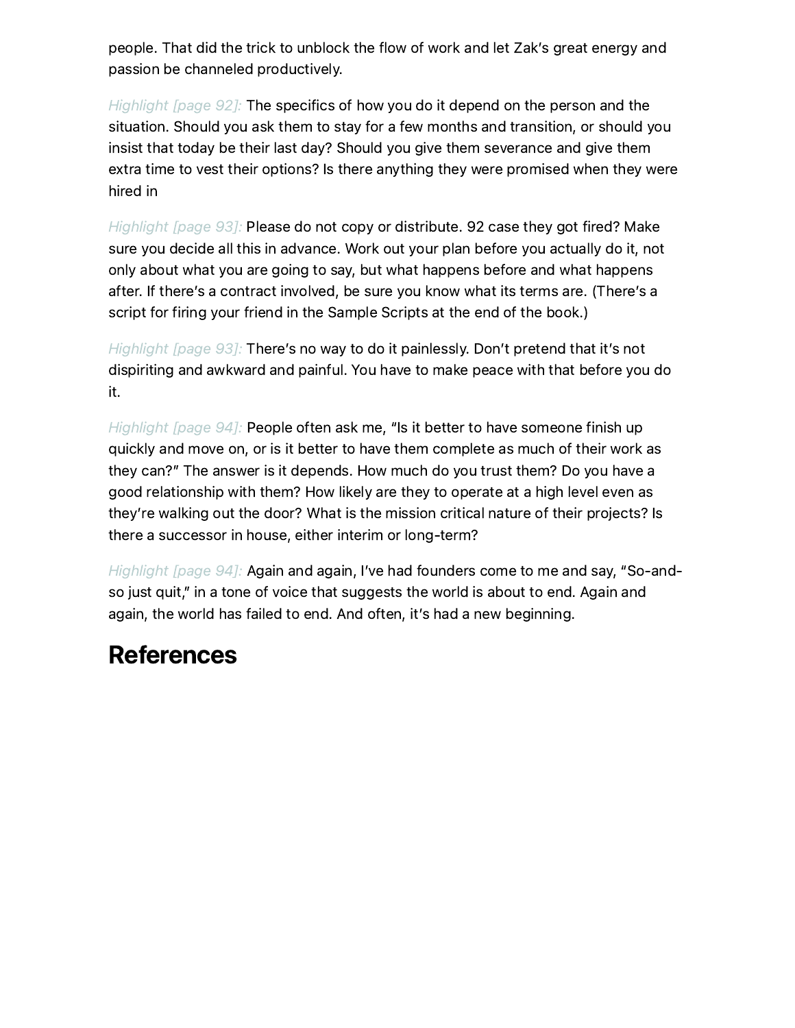people. That did the trick to unblock the flow of work and let Zak's great energy and passion be channeled productively.

*Highlight [page 92]:* The specifics of how you do it depend on the person and the situation. Should you ask them to stay for a few months and transition, or should you insist that today be their last day? Should you give them severance and give them extra time to vest their options? Is there anything they were promised when they were hired in

*Highlight [page 93]:* Please do not copy or distribute. 92 case they got fired? Make sure you decide all this in advance. Work out your plan before you actually do it, not only about what you are going to say, but what happens before and what happens after. If there's a contract involved, be sure you know what its terms are. (There's a script for firing your friend in the Sample Scripts at the end of the book.)

*Highlight [page 93]:* There's no way to do it painlessly. Don't pretend that it's not dispiriting and awkward and painful. You have to make peace with that before you do it.

*Highlight [page 94]:* People often ask me, "Is it better to have someone finish up quickly and move on, or is it better to have them complete as much of their work as they can?" The answer is it depends. How much do you trust them? Do you have a good relationship with them? How likely are they to operate at a high level even as they're walking out the door? What is the mission critical nature of their projects? Is there a successor in house, either interim or long-term?

*Highlight [page 94]:* Again and again, I've had founders come to me and say, "So-and-so just quit," in a tone of voice that suggests the world is about to end. Again and again, the world has failed to end. And often, it's had a new beginning.

# References